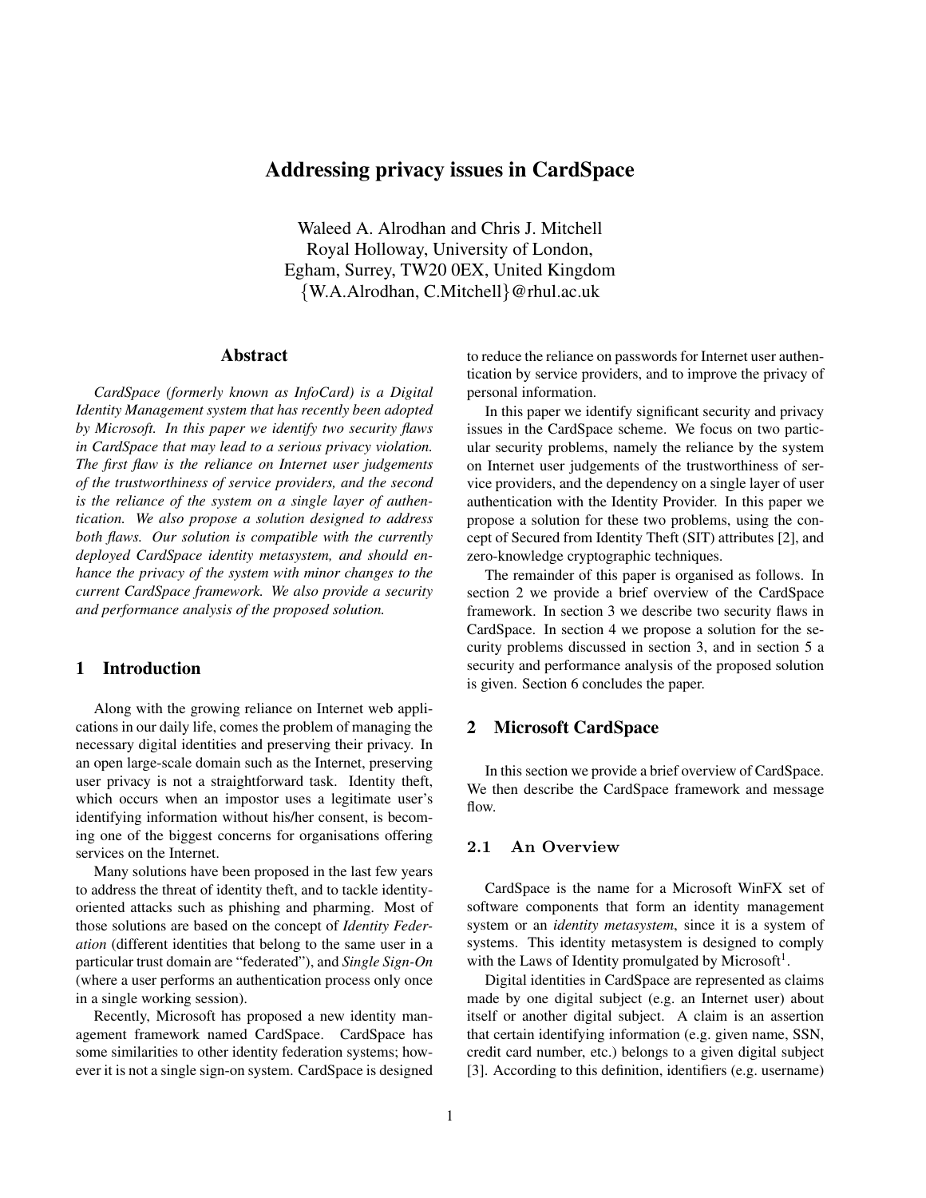# Addressing privacy issues in CardSpace

Waleed A. Alrodhan and Chris J. Mitchell
Royal Holloway, University of London,
Egham, Surrey, TW20 0EX, United Kingdom
{W.A.Alrodhan, C.Mitchell}@rhul.ac.uk

## Abstract

*CardSpace (formerly known as InfoCard) is a Digital Identity Management system that has recently been adopted by Microsoft. In this paper we identify two security flaws in CardSpace that may lead to a serious privacy violation. The first flaw is the reliance on Internet user judgements of the trustworthiness of service providers, and the second is the reliance of the system on a single layer of authentication. We also propose a solution designed to address both flaws. Our solution is compatible with the currently deployed CardSpace identity metasystem, and should enhance the privacy of the system with minor changes to the current CardSpace framework. We also provide a security and performance analysis of the proposed solution.*

## 1 Introduction

Along with the growing reliance on Internet web applications in our daily life, comes the problem of managing the necessary digital identities and preserving their privacy. In an open large-scale domain such as the Internet, preserving user privacy is not a straightforward task. Identity theft, which occurs when an impostor uses a legitimate user's identifying information without his/her consent, is becoming one of the biggest concerns for organisations offering services on the Internet.

Many solutions have been proposed in the last few years to address the threat of identity theft, and to tackle identity-oriented attacks such as phishing and pharming. Most of those solutions are based on the concept of *Identity Federation* (different identities that belong to the same user in a particular trust domain are "federated"), and *Single Sign-On* (where a user performs an authentication process only once in a single working session).

Recently, Microsoft has proposed a new identity management framework named CardSpace. CardSpace has some similarities to other identity federation systems; however it is not a single sign-on system. CardSpace is designed to reduce the reliance on passwords for Internet user authentication by service providers, and to improve the privacy of personal information.

In this paper we identify significant security and privacy issues in the CardSpace scheme. We focus on two particular security problems, namely the reliance by the system on Internet user judgements of the trustworthiness of service providers, and the dependency on a single layer of user authentication with the Identity Provider. In this paper we propose a solution for these two problems, using the concept of Secured from Identity Theft (SIT) attributes [2], and zero-knowledge cryptographic techniques.

The remainder of this paper is organised as follows. In section 2 we provide a brief overview of the CardSpace framework. In section 3 we describe two security flaws in CardSpace. In section 4 we propose a solution for the security problems discussed in section 3, and in section 5 a security and performance analysis of the proposed solution is given. Section 6 concludes the paper.

## 2 Microsoft CardSpace

In this section we provide a brief overview of CardSpace. We then describe the CardSpace framework and message flow.

### 2.1 An Overview

CardSpace is the name for a Microsoft WinFX set of software components that form an identity management system or an *identity metasystem*, since it is a system of systems. This identity metasystem is designed to comply with the Laws of Identity promulgated by Microsoft[1].

Digital identities in CardSpace are represented as claims made by one digital subject (e.g. an Internet user) about itself or another digital subject. A claim is an assertion that certain identifying information (e.g. given name, SSN, credit card number, etc.) belongs to a given digital subject [3]. According to this definition, identifiers (e.g. username)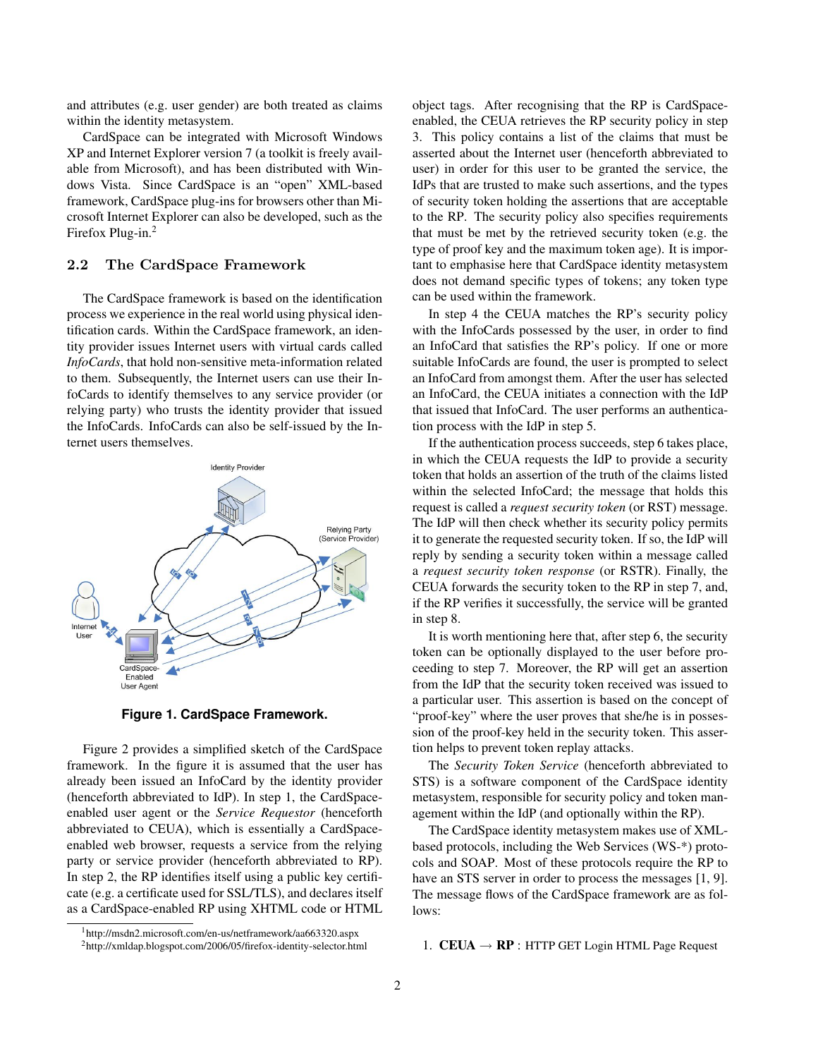and attributes (e.g. user gender) are both treated as claims within the identity metasystem.

CardSpace can be integrated with Microsoft Windows XP and Internet Explorer version 7 (a toolkit is freely available from Microsoft), and has been distributed with Windows Vista. Since CardSpace is an "open" XML-based framework, CardSpace plug-ins for browsers other than Microsoft Internet Explorer can also be developed, such as the Firefox Plug-in.[2]

## 2.2 The CardSpace Framework

The CardSpace framework is based on the identification process we experience in the real world using physical identification cards. Within the CardSpace framework, an identity provider issues Internet users with virtual cards called *InfoCards*, that hold non-sensitive meta-information related to them. Subsequently, the Internet users can use their InfoCards to identify themselves to any service provider (or relying party) who trusts the identity provider that issued the InfoCards. InfoCards can also be self-issued by the Internet users themselves.

**Figure 1. CardSpace Framework.**

Figure 2 provides a simplified sketch of the CardSpace framework. In the figure it is assumed that the user has already been issued an InfoCard by the identity provider (henceforth abbreviated to IdP). In step 1, the CardSpace-enabled user agent or the *Service Requestor* (henceforth abbreviated to CEUA), which is essentially a CardSpace-enabled web browser, requests a service from the relying party or service provider (henceforth abbreviated to RP). In step 2, the RP identifies itself using a public key certificate (e.g. a certificate used for SSL/TLS), and declares itself as a CardSpace-enabled RP using XHTML code or HTML object tags. After recognising that the RP is CardSpace-enabled, the CEUA retrieves the RP security policy in step 3. This policy contains a list of the claims that must be asserted about the Internet user (henceforth abbreviated to user) in order for this user to be granted the service, the IdPs that are trusted to make such assertions, and the types of security token holding the assertions that are acceptable to the RP. The security policy also specifies requirements that must be met by the retrieved security token (e.g. the type of proof key and the maximum token age). It is important to emphasise here that CardSpace identity metasystem does not demand specific types of tokens; any token type can be used within the framework.

In step 4 the CEUA matches the RP's security policy with the InfoCards possessed by the user, in order to find an InfoCard that satisfies the RP's policy. If one or more suitable InfoCards are found, the user is prompted to select an InfoCard from amongst them. After the user has selected an InfoCard, the CEUA initiates a connection with the IdP that issued that InfoCard. The user performs an authentication process with the IdP in step 5.

If the authentication process succeeds, step 6 takes place, in which the CEUA requests the IdP to provide a security token that holds an assertion of the truth of the claims listed within the selected InfoCard; the message that holds this request is called a *request security token* (or RST) message. The IdP will then check whether its security policy permits it to generate the requested security token. If so, the IdP will reply by sending a security token within a message called a *request security token response* (or RSTR). Finally, the CEUA forwards the security token to the RP in step 7, and, if the RP verifies it successfully, the service will be granted in step 8.

It is worth mentioning here that, after step 6, the security token can be optionally displayed to the user before proceeding to step 7. Moreover, the RP will get an assertion from the IdP that the security token received was issued to a particular user. This assertion is based on the concept of "proof-key" where the user proves that she/he is in possession of the proof-key held in the security token. This assertion helps to prevent token replay attacks.

The *Security Token Service* (henceforth abbreviated to STS) is a software component of the CardSpace identity metasystem, responsible for security policy and token management within the IdP (and optionally within the RP).

The CardSpace identity metasystem makes use of XML-based protocols, including the Web Services (WS-*) protocols and SOAP. Most of these protocols require the RP to have an STS server in order to process the messages [1, 9]. The message flows of the CardSpace framework are as follows:

1. **CEUA** → **RP** : HTTP GET Login HTML Page Request

[1] http://msdn2.microsoft.com/en-us/netframework/aa663320.aspx
[2] http://xmldap.blogspot.com/2006/05/firefox-identity-selector.html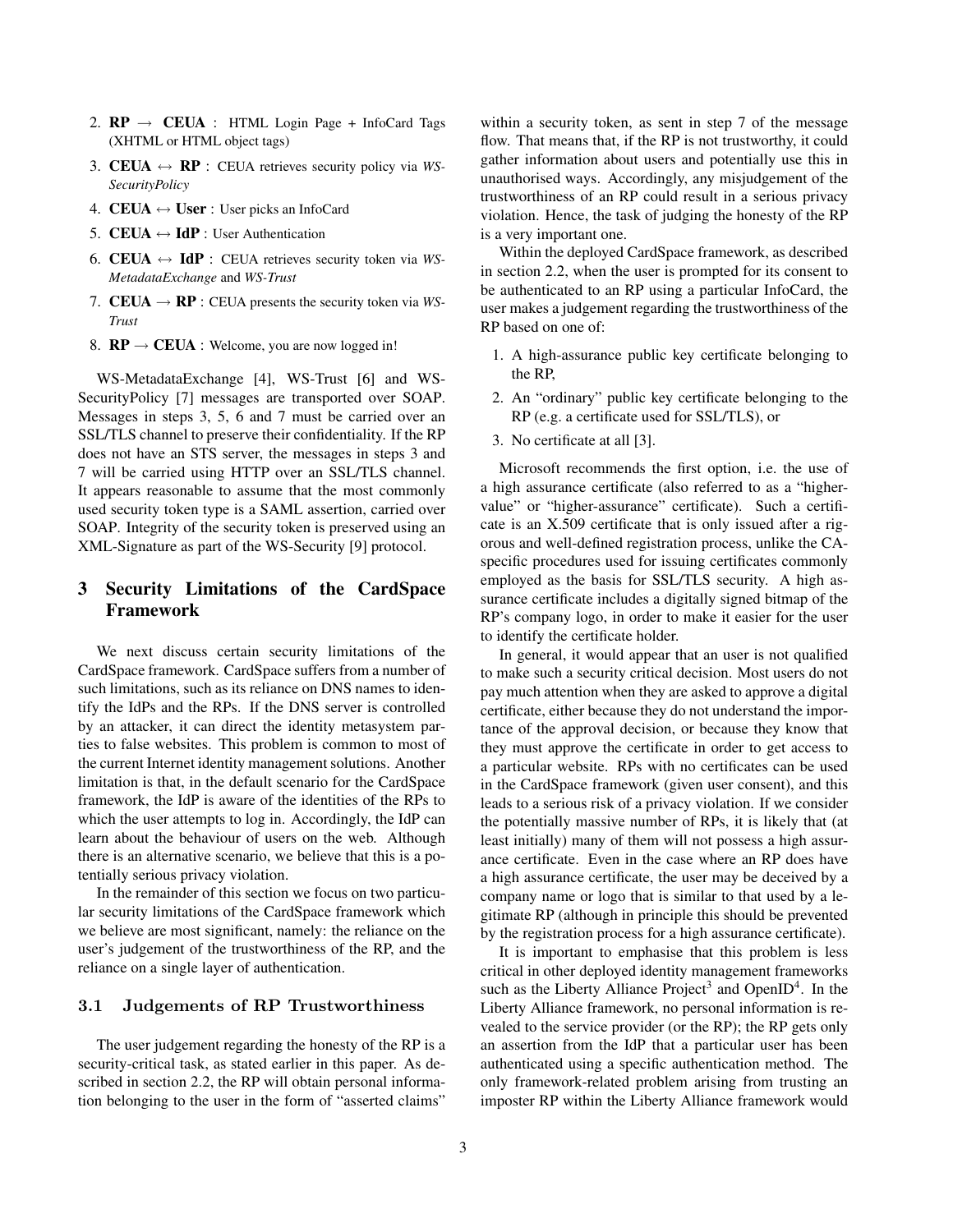2. **RP** → **CEUA** : HTML Login Page + InfoCard Tags (XHTML or HTML object tags)
3. **CEUA** ↔ **RP** : CEUA retrieves security policy via *WS-SecurityPolicy*
4. **CEUA** ↔ **User** : User picks an InfoCard
5. **CEUA** ↔ **IdP** : User Authentication
6. **CEUA** ↔ **IdP** : CEUA retrieves security token via *WS-MetadataExchange* and *WS-Trust*
7. **CEUA** → **RP** : CEUA presents the security token via *WS-Trust*
8. **RP** → **CEUA** : Welcome, you are now logged in!

WS-MetadataExchange [4], WS-Trust [6] and WS-SecurityPolicy [7] messages are transported over SOAP. Messages in steps 3, 5, 6 and 7 must be carried over an SSL/TLS channel to preserve their confidentiality. If the RP does not have an STS server, the messages in steps 3 and 7 will be carried using HTTP over an SSL/TLS channel. It appears reasonable to assume that the most commonly used security token type is a SAML assertion, carried over SOAP. Integrity of the security token is preserved using an XML-Signature as part of the WS-Security [9] protocol.

# 3 Security Limitations of the CardSpace Framework

We next discuss certain security limitations of the CardSpace framework. CardSpace suffers from a number of such limitations, such as its reliance on DNS names to identify the IdPs and the RPs. If the DNS server is controlled by an attacker, it can direct the identity metasystem parties to false websites. This problem is common to most of the current Internet identity management solutions. Another limitation is that, in the default scenario for the CardSpace framework, the IdP is aware of the identities of the RPs to which the user attempts to log in. Accordingly, the IdP can learn about the behaviour of users on the web. Although there is an alternative scenario, we believe that this is a potentially serious privacy violation.

In the remainder of this section we focus on two particular security limitations of the CardSpace framework which we believe are most significant, namely: the reliance on the user's judgement of the trustworthiness of the RP, and the reliance on a single layer of authentication.

## 3.1 Judgements of RP Trustworthiness

The user judgement regarding the honesty of the RP is a security-critical task, as stated earlier in this paper. As described in section 2.2, the RP will obtain personal information belonging to the user in the form of "asserted claims" within a security token, as sent in step 7 of the message flow. That means that, if the RP is not trustworthy, it could gather information about users and potentially use this in unauthorised ways. Accordingly, any misjudgement of the trustworthiness of an RP could result in a serious privacy violation. Hence, the task of judging the honesty of the RP is a very important one.

Within the deployed CardSpace framework, as described in section 2.2, when the user is prompted for its consent to be authenticated to an RP using a particular InfoCard, the user makes a judgement regarding the trustworthiness of the RP based on one of:

1. A high-assurance public key certificate belonging to the RP,
2. An "ordinary" public key certificate belonging to the RP (e.g. a certificate used for SSL/TLS), or
3. No certificate at all [3].

Microsoft recommends the first option, i.e. the use of a high assurance certificate (also referred to as a "higher-value" or "higher-assurance" certificate). Such a certificate is an X.509 certificate that is only issued after a rigorous and well-defined registration process, unlike the CA-specific procedures used for issuing certificates commonly employed as the basis for SSL/TLS security. A high assurance certificate includes a digitally signed bitmap of the RP's company logo, in order to make it easier for the user to identify the certificate holder.

In general, it would appear that an user is not qualified to make such a security critical decision. Most users do not pay much attention when they are asked to approve a digital certificate, either because they do not understand the importance of the approval decision, or because they know that they must approve the certificate in order to get access to a particular website. RPs with no certificates can be used in the CardSpace framework (given user consent), and this leads to a serious risk of a privacy violation. If we consider the potentially massive number of RPs, it is likely that (at least initially) many of them will not possess a high assurance certificate. Even in the case where an RP does have a high assurance certificate, the user may be deceived by a company name or logo that is similar to that used by a legitimate RP (although in principle this should be prevented by the registration process for a high assurance certificate).

It is important to emphasise that this problem is less critical in other deployed identity management frameworks such as the Liberty Alliance Project[3] and OpenID[4]. In the Liberty Alliance framework, no personal information is revealed to the service provider (or the RP); the RP gets only an assertion from the IdP that a particular user has been authenticated using a specific authentication method. The only framework-related problem arising from trusting an imposter RP within the Liberty Alliance framework would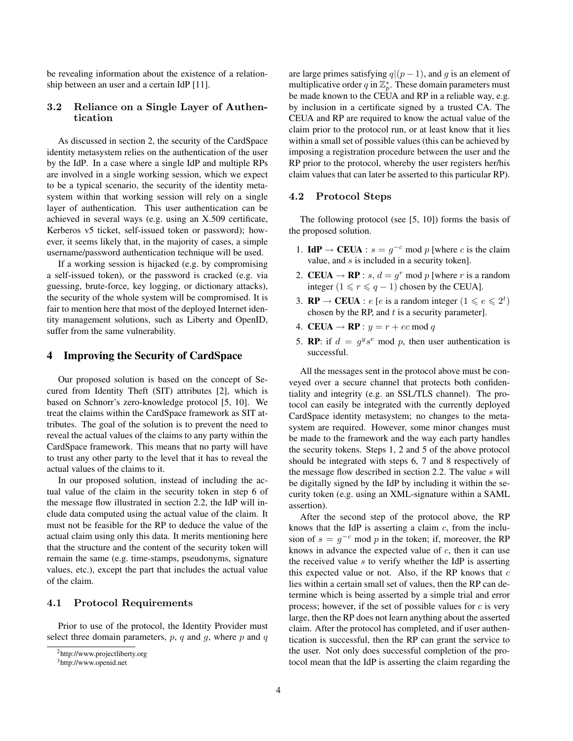be revealing information about the existence of a relationship between an user and a certain IdP [11].

### 3.2 Reliance on a Single Layer of Authentication

As discussed in section 2, the security of the CardSpace identity metasystem relies on the authentication of the user by the IdP. In a case where a single IdP and multiple RPs are involved in a single working session, which we expect to be a typical scenario, the security of the identity metasystem within that working session will rely on a single layer of authentication. This user authentication can be achieved in several ways (e.g. using an X.509 certificate, Kerberos v5 ticket, self-issued token or password); however, it seems likely that, in the majority of cases, a simple username/password authentication technique will be used.

If a working session is hijacked (e.g. by compromising a self-issued token), or the password is cracked (e.g. via guessing, brute-force, key logging, or dictionary attacks), the security of the whole system will be compromised. It is fair to mention here that most of the deployed Internet identity management solutions, such as Liberty and OpenID, suffer from the same vulnerability.

## 4 Improving the Security of CardSpace

Our proposed solution is based on the concept of Secured from Identity Theft (SIT) attributes [2], which is based on Schnorr's zero-knowledge protocol [5, 10]. We treat the claims within the CardSpace framework as SIT attributes. The goal of the solution is to prevent the need to reveal the actual values of the claims to any party within the CardSpace framework. This means that no party will have to trust any other party to the level that it has to reveal the actual values of the claims to it.

In our proposed solution, instead of including the actual value of the claim in the security token in step 6 of the message flow illustrated in section 2.2, the IdP will include data computed using the actual value of the claim. It must not be feasible for the RP to deduce the value of the actual claim using only this data. It merits mentioning here that the structure and the content of the security token will remain the same (e.g. time-stamps, pseudonyms, signature values, etc.), except the part that includes the actual value of the claim.

### 4.1 Protocol Requirements

Prior to use of the protocol, the Identity Provider must select three domain parameters, $p$, $q$ and $g$, where $p$ and $q$ are large primes satisfying $q|(p-1)$, and $g$ is an element of multiplicative order $q$ in $\mathbb{Z}_p^*$. These domain parameters must be made known to the CEUA and RP in a reliable way, e.g. by inclusion in a certificate signed by a trusted CA. The CEUA and RP are required to know the actual value of the claim prior to the protocol run, or at least know that it lies within a small set of possible values (this can be achieved by imposing a registration procedure between the user and the RP prior to the protocol, whereby the user registers her/his claim values that can later be asserted to this particular RP).

### 4.2 Protocol Steps

The following protocol (see [5, 10]) forms the basis of the proposed solution.

1. **IdP** $\rightarrow$ **CEUA** : $s = g^{-c} \bmod p$ [where $c$ is the claim value, and $s$ is included in a security token].
2. **CEUA** $\rightarrow$ **RP** : $s$, $d = g^r \bmod p$ [where $r$ is a random integer ($1 \leqslant r \leqslant q-1$) chosen by the CEUA].
3. **RP** $\rightarrow$ **CEUA** : $e$ [$e$ is a random integer ($1 \leqslant e \leqslant 2^t$) chosen by the RP, and $t$ is a security parameter].
4. **CEUA** $\rightarrow$ **RP** : $y = r + ec \bmod q$
5. **RP**: if $d = g^y s^e \bmod p$, then user authentication is successful.

All the messages sent in the protocol above must be conveyed over a secure channel that protects both confidentiality and integrity (e.g. an SSL/TLS channel). The protocol can easily be integrated with the currently deployed CardSpace identity metasystem; no changes to the metasystem are required. However, some minor changes must be made to the framework and the way each party handles the security tokens. Steps 1, 2 and 5 of the above protocol should be integrated with steps 6, 7 and 8 respectively of the message flow described in section 2.2. The value $s$ will be digitally signed by the IdP by including it within the security token (e.g. using an XML-signature within a SAML assertion).

After the second step of the protocol above, the RP knows that the IdP is asserting a claim $c$, from the inclusion of $s = g^{-c} \bmod p$ in the token; if, moreover, the RP knows in advance the expected value of $c$, then it can use the received value $s$ to verify whether the IdP is asserting this expected value or not. Also, if the RP knows that $c$ lies within a certain small set of values, then the RP can determine which is being asserted by a simple trial and error process; however, if the set of possible values for $c$ is very large, then the RP does not learn anything about the asserted claim. After the protocol has completed, and if user authentication is successful, then the RP can grant the service to the user. Not only does successful completion of the protocol mean that the IdP is asserting the claim regarding the

[2] http://www.projectliberty.org

[3] http://www.openid.net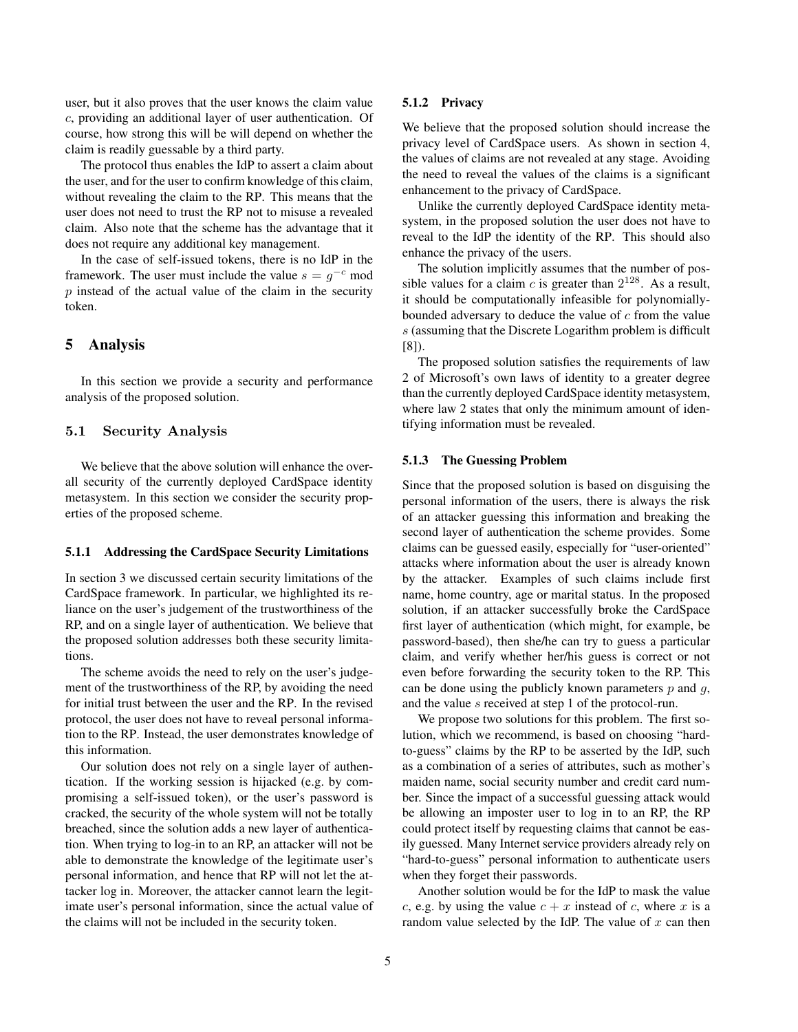user, but it also proves that the user knows the claim value $c$, providing an additional layer of user authentication. Of course, how strong this will be will depend on whether the claim is readily guessable by a third party.

The protocol thus enables the IdP to assert a claim about the user, and for the user to confirm knowledge of this claim, without revealing the claim to the RP. This means that the user does not need to trust the RP not to misuse a revealed claim. Also note that the scheme has the advantage that it does not require any additional key management.

In the case of self-issued tokens, there is no IdP in the framework. The user must include the value $s = g^{-c} \bmod p$ instead of the actual value of the claim in the security token.

# 5 Analysis

In this section we provide a security and performance analysis of the proposed solution.

## 5.1 Security Analysis

We believe that the above solution will enhance the overall security of the currently deployed CardSpace identity metasystem. In this section we consider the security properties of the proposed scheme.

### 5.1.1 Addressing the CardSpace Security Limitations

In section 3 we discussed certain security limitations of the CardSpace framework. In particular, we highlighted its reliance on the user's judgement of the trustworthiness of the RP, and on a single layer of authentication. We believe that the proposed solution addresses both these security limitations.

The scheme avoids the need to rely on the user's judgement of the trustworthiness of the RP, by avoiding the need for initial trust between the user and the RP. In the revised protocol, the user does not have to reveal personal information to the RP. Instead, the user demonstrates knowledge of this information.

Our solution does not rely on a single layer of authentication. If the working session is hijacked (e.g. by compromising a self-issued token), or the user's password is cracked, the security of the whole system will not be totally breached, since the solution adds a new layer of authentication. When trying to log-in to an RP, an attacker will not be able to demonstrate the knowledge of the legitimate user's personal information, and hence that RP will not let the attacker log in. Moreover, the attacker cannot learn the legitimate user's personal information, since the actual value of the claims will not be included in the security token.

### 5.1.2 Privacy

We believe that the proposed solution should increase the privacy level of CardSpace users. As shown in section 4, the values of claims are not revealed at any stage. Avoiding the need to reveal the values of the claims is a significant enhancement to the privacy of CardSpace.

Unlike the currently deployed CardSpace identity metasystem, in the proposed solution the user does not have to reveal to the IdP the identity of the RP. This should also enhance the privacy of the users.

The solution implicitly assumes that the number of possible values for a claim $c$ is greater than $2^{128}$. As a result, it should be computationally infeasible for polynomially-bounded adversary to deduce the value of $c$ from the value $s$ (assuming that the Discrete Logarithm problem is difficult [8]).

The proposed solution satisfies the requirements of law 2 of Microsoft's own laws of identity to a greater degree than the currently deployed CardSpace identity metasystem, where law 2 states that only the minimum amount of identifying information must be revealed.

### 5.1.3 The Guessing Problem

Since that the proposed solution is based on disguising the personal information of the users, there is always the risk of an attacker guessing this information and breaking the second layer of authentication the scheme provides. Some claims can be guessed easily, especially for "user-oriented" attacks where information about the user is already known by the attacker. Examples of such claims include first name, home country, age or marital status. In the proposed solution, if an attacker successfully broke the CardSpace first layer of authentication (which might, for example, be password-based), then she/he can try to guess a particular claim, and verify whether her/his guess is correct or not even before forwarding the security token to the RP. This can be done using the publicly known parameters $p$ and $g$, and the value $s$ received at step 1 of the protocol-run.

We propose two solutions for this problem. The first solution, which we recommend, is based on choosing "hard-to-guess" claims by the RP to be asserted by the IdP, such as a combination of a series of attributes, such as mother's maiden name, social security number and credit card number. Since the impact of a successful guessing attack would be allowing an imposter user to log in to an RP, the RP could protect itself by requesting claims that cannot be easily guessed. Many Internet service providers already rely on "hard-to-guess" personal information to authenticate users when they forget their passwords.

Another solution would be for the IdP to mask the value $c$, e.g. by using the value $c + x$ instead of $c$, where $x$ is a random value selected by the IdP. The value of $x$ can then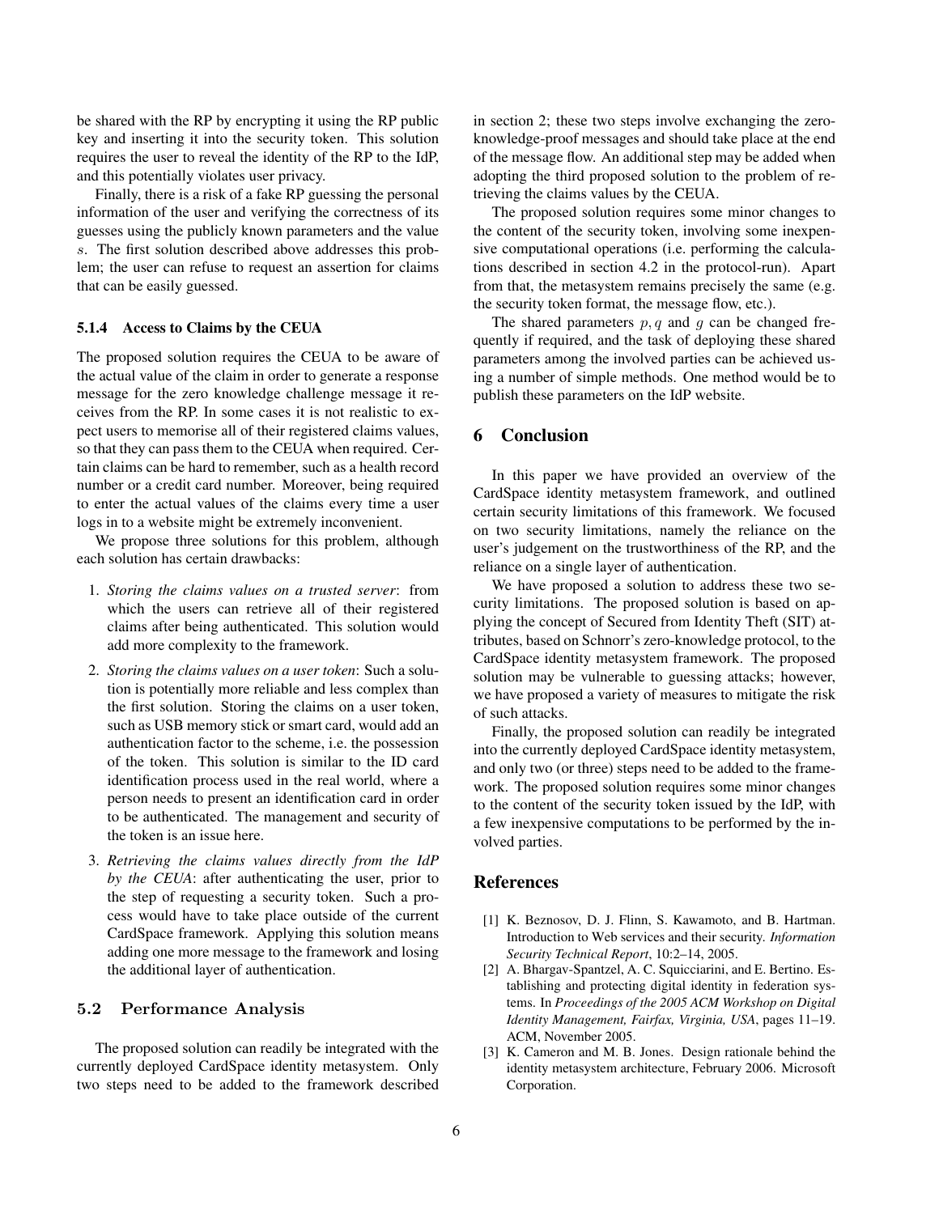be shared with the RP by encrypting it using the RP public key and inserting it into the security token. This solution requires the user to reveal the identity of the RP to the IdP, and this potentially violates user privacy.

Finally, there is a risk of a fake RP guessing the personal information of the user and verifying the correctness of its guesses using the publicly known parameters and the value $s$. The first solution described above addresses this problem; the user can refuse to request an assertion for claims that can be easily guessed.

#### 5.1.4 Access to Claims by the CEUA

The proposed solution requires the CEUA to be aware of the actual value of the claim in order to generate a response message for the zero knowledge challenge message it receives from the RP. In some cases it is not realistic to expect users to memorise all of their registered claims values, so that they can pass them to the CEUA when required. Certain claims can be hard to remember, such as a health record number or a credit card number. Moreover, being required to enter the actual values of the claims every time a user logs in to a website might be extremely inconvenient.

We propose three solutions for this problem, although each solution has certain drawbacks:

1. *Storing the claims values on a trusted server*: from which the users can retrieve all of their registered claims after being authenticated. This solution would add more complexity to the framework.
2. *Storing the claims values on a user token*: Such a solution is potentially more reliable and less complex than the first solution. Storing the claims on a user token, such as USB memory stick or smart card, would add an authentication factor to the scheme, i.e. the possession of the token. This solution is similar to the ID card identification process used in the real world, where a person needs to present an identification card in order to be authenticated. The management and security of the token is an issue here.
3. *Retrieving the claims values directly from the IdP by the CEUA*: after authenticating the user, prior to the step of requesting a security token. Such a process would have to take place outside of the current CardSpace framework. Applying this solution means adding one more message to the framework and losing the additional layer of authentication.

### 5.2 Performance Analysis

The proposed solution can readily be integrated with the currently deployed CardSpace identity metasystem. Only two steps need to be added to the framework described in section 2; these two steps involve exchanging the zero-knowledge-proof messages and should take place at the end of the message flow. An additional step may be added when adopting the third proposed solution to the problem of retrieving the claims values by the CEUA.

The proposed solution requires some minor changes to the content of the security token, involving some inexpensive computational operations (i.e. performing the calculations described in section 4.2 in the protocol-run). Apart from that, the metasystem remains precisely the same (e.g. the security token format, the message flow, etc.).

The shared parameters $p, q$ and $g$ can be changed frequently if required, and the task of deploying these shared parameters among the involved parties can be achieved using a number of simple methods. One method would be to publish these parameters on the IdP website.

## 6 Conclusion

In this paper we have provided an overview of the CardSpace identity metasystem framework, and outlined certain security limitations of this framework. We focused on two security limitations, namely the reliance on the user's judgement on the trustworthiness of the RP, and the reliance on a single layer of authentication.

We have proposed a solution to address these two security limitations. The proposed solution is based on applying the concept of Secured from Identity Theft (SIT) attributes, based on Schnorr's zero-knowledge protocol, to the CardSpace identity metasystem framework. The proposed solution may be vulnerable to guessing attacks; however, we have proposed a variety of measures to mitigate the risk of such attacks.

Finally, the proposed solution can readily be integrated into the currently deployed CardSpace identity metasystem, and only two (or three) steps need to be added to the framework. The proposed solution requires some minor changes to the content of the security token issued by the IdP, with a few inexpensive computations to be performed by the involved parties.

## References

[1] K. Beznosov, D. J. Flinn, S. Kawamoto, and B. Hartman. Introduction to Web services and their security. *Information Security Technical Report*, 10:2–14, 2005.

[2] A. Bhargav-Spantzel, A. C. Squicciarini, and E. Bertino. Establishing and protecting digital identity in federation systems. In *Proceedings of the 2005 ACM Workshop on Digital Identity Management, Fairfax, Virginia, USA*, pages 11–19. ACM, November 2005.

[3] K. Cameron and M. B. Jones. Design rationale behind the identity metasystem architecture, February 2006. Microsoft Corporation.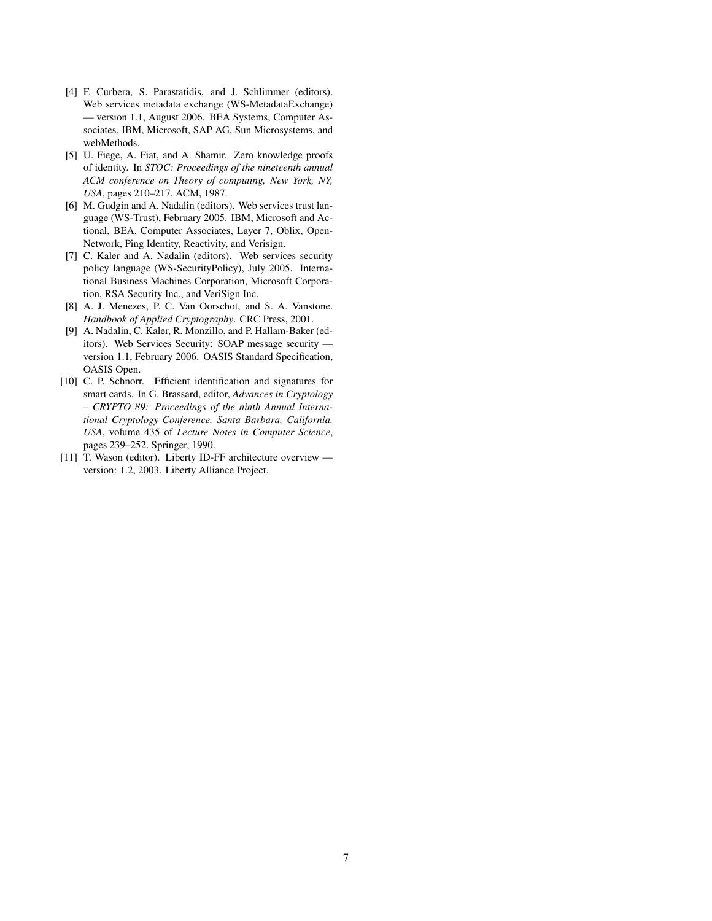[4] F. Curbera, S. Parastatidis, and J. Schlimmer (editors). Web services metadata exchange (WS-MetadataExchange) — version 1.1, August 2006. BEA Systems, Computer Associates, IBM, Microsoft, SAP AG, Sun Microsystems, and webMethods.

[5] U. Fiege, A. Fiat, and A. Shamir. Zero knowledge proofs of identity. In *STOC: Proceedings of the nineteenth annual ACM conference on Theory of computing, New York, NY, USA*, pages 210–217. ACM, 1987.

[6] M. Gudgin and A. Nadalin (editors). Web services trust language (WS-Trust), February 2005. IBM, Microsoft and Actional, BEA, Computer Associates, Layer 7, Oblix, OpenNetwork, Ping Identity, Reactivity, and Verisign.

[7] C. Kaler and A. Nadalin (editors). Web services security policy language (WS-SecurityPolicy), July 2005. International Business Machines Corporation, Microsoft Corporation, RSA Security Inc., and VeriSign Inc.

[8] A. J. Menezes, P. C. Van Oorschot, and S. A. Vanstone. *Handbook of Applied Cryptography*. CRC Press, 2001.

[9] A. Nadalin, C. Kaler, R. Monzillo, and P. Hallam-Baker (editors). Web Services Security: SOAP message security — version 1.1, February 2006. OASIS Standard Specification, OASIS Open.

[10] C. P. Schnorr. Efficient identification and signatures for smart cards. In G. Brassard, editor, *Advances in Cryptology – CRYPTO 89: Proceedings of the ninth Annual International Cryptology Conference, Santa Barbara, California, USA*, volume 435 of *Lecture Notes in Computer Science*, pages 239–252. Springer, 1990.

[11] T. Wason (editor). Liberty ID-FF architecture overview — version: 1.2, 2003. Liberty Alliance Project.